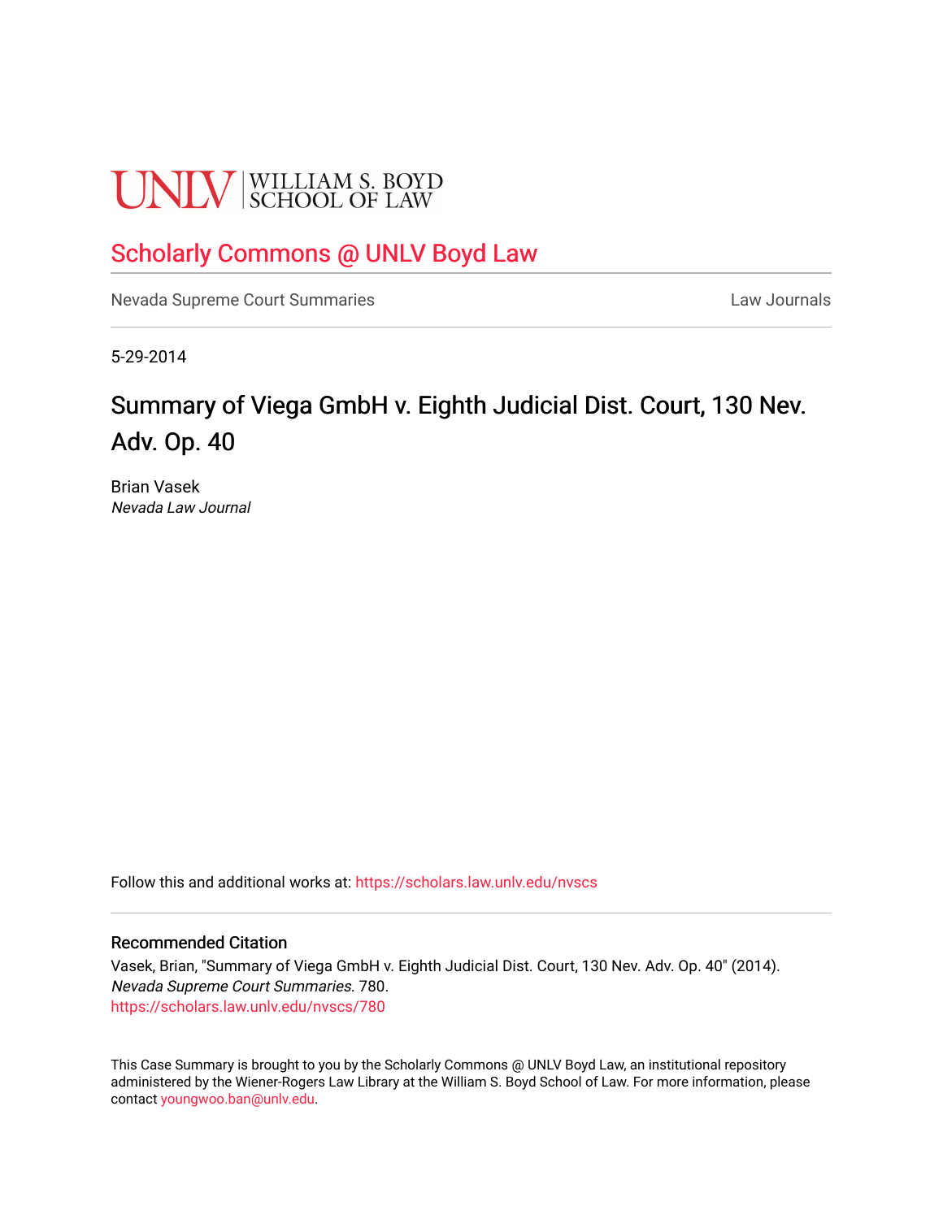UNLV | WILLIAM S. BOYD SCHOOL OF LAW

# Scholarly Commons @ UNLV Boyd Law

Nevada Supreme Court Summaries | Law Journals

5-29-2014

## Summary of Viega GmbH v. Eighth Judicial Dist. Court, 130 Nev. Adv. Op. 40

Brian Vasek
*Nevada Law Journal*

Follow this and additional works at: https://scholars.law.unlv.edu/nvscs

### Recommended Citation

Vasek, Brian, "Summary of Viega GmbH v. Eighth Judicial Dist. Court, 130 Nev. Adv. Op. 40" (2014). *Nevada Supreme Court Summaries*. 780.
https://scholars.law.unlv.edu/nvscs/780

This Case Summary is brought to you by the Scholarly Commons @ UNLV Boyd Law, an institutional repository administered by the Wiener-Rogers Law Library at the William S. Boyd School of Law. For more information, please contact youngwoo.ban@unlv.edu.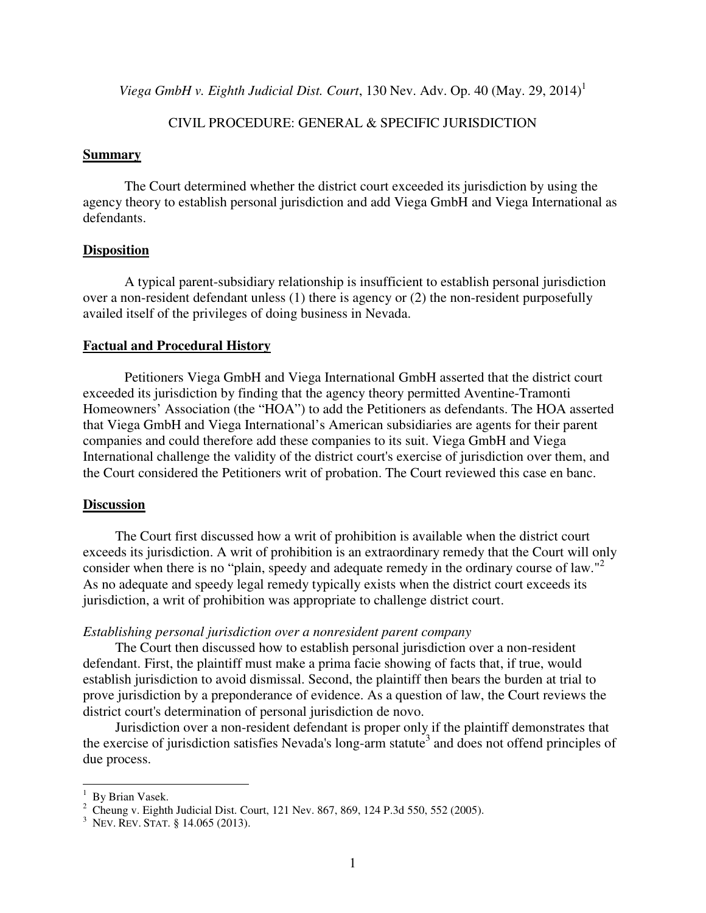*Viega GmbH v. Eighth Judicial Dist. Court*, 130 Nev. Adv. Op. 40 (May. 29, 2014)[1]

CIVIL PROCEDURE: GENERAL & SPECIFIC JURISDICTION

## Summary

The Court determined whether the district court exceeded its jurisdiction by using the agency theory to establish personal jurisdiction and add Viega GmbH and Viega International as defendants.

## Disposition

A typical parent-subsidiary relationship is insufficient to establish personal jurisdiction over a non-resident defendant unless (1) there is agency or (2) the non-resident purposefully availed itself of the privileges of doing business in Nevada.

## Factual and Procedural History

Petitioners Viega GmbH and Viega International GmbH asserted that the district court exceeded its jurisdiction by finding that the agency theory permitted Aventine-Tramonti Homeowners' Association (the "HOA") to add the Petitioners as defendants. The HOA asserted that Viega GmbH and Viega International's American subsidiaries are agents for their parent companies and could therefore add these companies to its suit. Viega GmbH and Viega International challenge the validity of the district court's exercise of jurisdiction over them, and the Court considered the Petitioners writ of probation. The Court reviewed this case en banc.

## Discussion

The Court first discussed how a writ of prohibition is available when the district court exceeds its jurisdiction. A writ of prohibition is an extraordinary remedy that the Court will only consider when there is no "plain, speedy and adequate remedy in the ordinary course of law."[2] As no adequate and speedy legal remedy typically exists when the district court exceeds its jurisdiction, a writ of prohibition was appropriate to challenge district court.

*Establishing personal jurisdiction over a nonresident parent company*

The Court then discussed how to establish personal jurisdiction over a non-resident defendant. First, the plaintiff must make a prima facie showing of facts that, if true, would establish jurisdiction to avoid dismissal. Second, the plaintiff then bears the burden at trial to prove jurisdiction by a preponderance of evidence. As a question of law, the Court reviews the district court's determination of personal jurisdiction de novo.

Jurisdiction over a non-resident defendant is proper only if the plaintiff demonstrates that the exercise of jurisdiction satisfies Nevada's long-arm statute[3] and does not offend principles of due process.

---

[1] By Brian Vasek.

[2] Cheung v. Eighth Judicial Dist. Court, 121 Nev. 867, 869, 124 P.3d 550, 552 (2005).

[3] NEV. REV. STAT. § 14.065 (2013).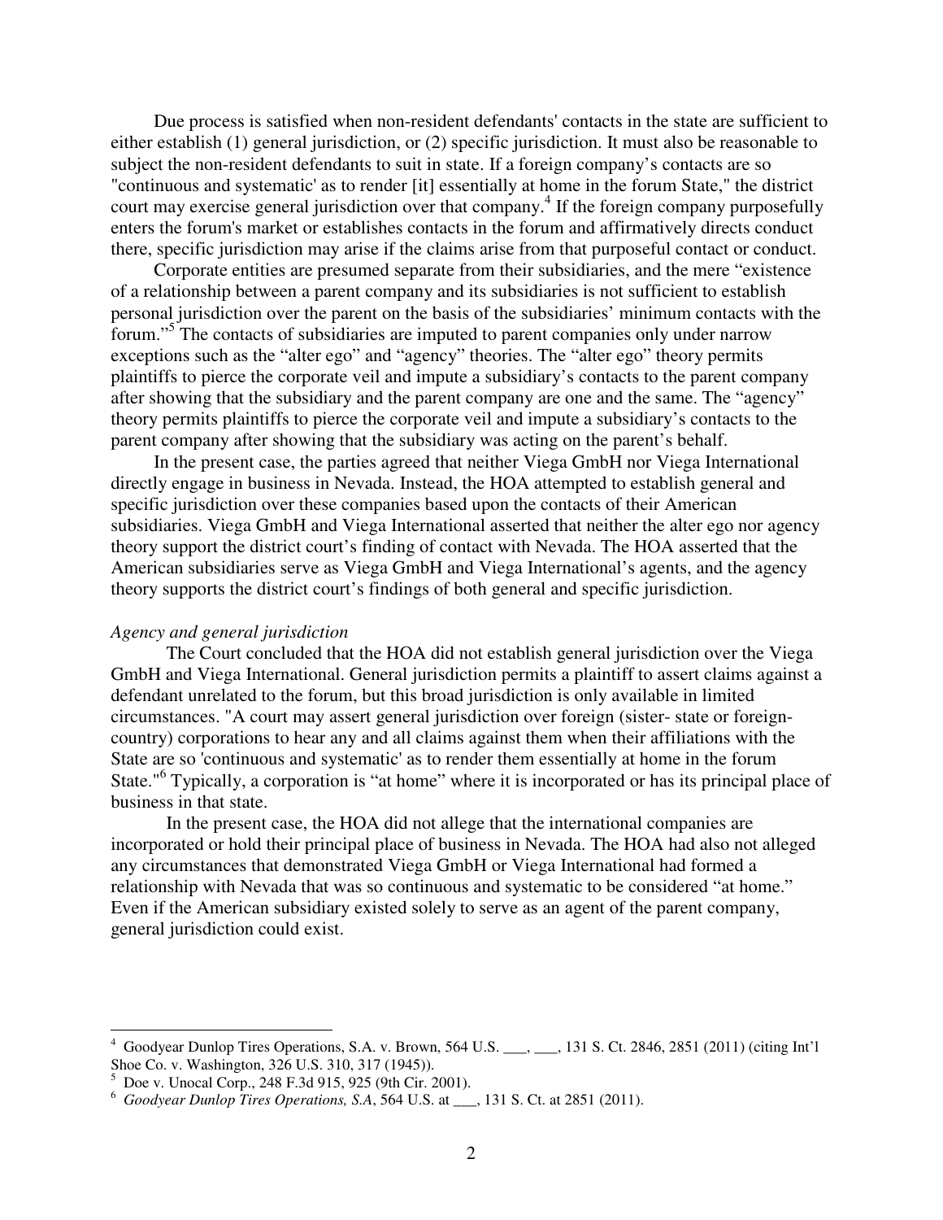Due process is satisfied when non-resident defendants' contacts in the state are sufficient to either establish (1) general jurisdiction, or (2) specific jurisdiction. It must also be reasonable to subject the non-resident defendants to suit in state. If a foreign company's contacts are so "continuous and systematic' as to render [it] essentially at home in the forum State," the district court may exercise general jurisdiction over that company.[4] If the foreign company purposefully enters the forum's market or establishes contacts in the forum and affirmatively directs conduct there, specific jurisdiction may arise if the claims arise from that purposeful contact or conduct.

Corporate entities are presumed separate from their subsidiaries, and the mere "existence of a relationship between a parent company and its subsidiaries is not sufficient to establish personal jurisdiction over the parent on the basis of the subsidiaries' minimum contacts with the forum."[5] The contacts of subsidiaries are imputed to parent companies only under narrow exceptions such as the "alter ego" and "agency" theories. The "alter ego" theory permits plaintiffs to pierce the corporate veil and impute a subsidiary's contacts to the parent company after showing that the subsidiary and the parent company are one and the same. The "agency" theory permits plaintiffs to pierce the corporate veil and impute a subsidiary's contacts to the parent company after showing that the subsidiary was acting on the parent's behalf.

In the present case, the parties agreed that neither Viega GmbH nor Viega International directly engage in business in Nevada. Instead, the HOA attempted to establish general and specific jurisdiction over these companies based upon the contacts of their American subsidiaries. Viega GmbH and Viega International asserted that neither the alter ego nor agency theory support the district court's finding of contact with Nevada. The HOA asserted that the American subsidiaries serve as Viega GmbH and Viega International's agents, and the agency theory supports the district court's findings of both general and specific jurisdiction.

*Agency and general jurisdiction*

The Court concluded that the HOA did not establish general jurisdiction over the Viega GmbH and Viega International. General jurisdiction permits a plaintiff to assert claims against a defendant unrelated to the forum, but this broad jurisdiction is only available in limited circumstances. "A court may assert general jurisdiction over foreign (sister- state or foreign-country) corporations to hear any and all claims against them when their affiliations with the State are so 'continuous and systematic' as to render them essentially at home in the forum State."[6] Typically, a corporation is "at home" where it is incorporated or has its principal place of business in that state.

In the present case, the HOA did not allege that the international companies are incorporated or hold their principal place of business in Nevada. The HOA had also not alleged any circumstances that demonstrated Viega GmbH or Viega International had formed a relationship with Nevada that was so continuous and systematic to be considered "at home." Even if the American subsidiary existed solely to serve as an agent of the parent company, general jurisdiction could exist.

---

[4] Goodyear Dunlop Tires Operations, S.A. v. Brown, 564 U.S. ___, ___, 131 S. Ct. 2846, 2851 (2011) (citing Int'l Shoe Co. v. Washington, 326 U.S. 310, 317 (1945)).

[5] Doe v. Unocal Corp., 248 F.3d 915, 925 (9th Cir. 2001).

[6] *Goodyear Dunlop Tires Operations, S.A*, 564 U.S. at ___, 131 S. Ct. at 2851 (2011).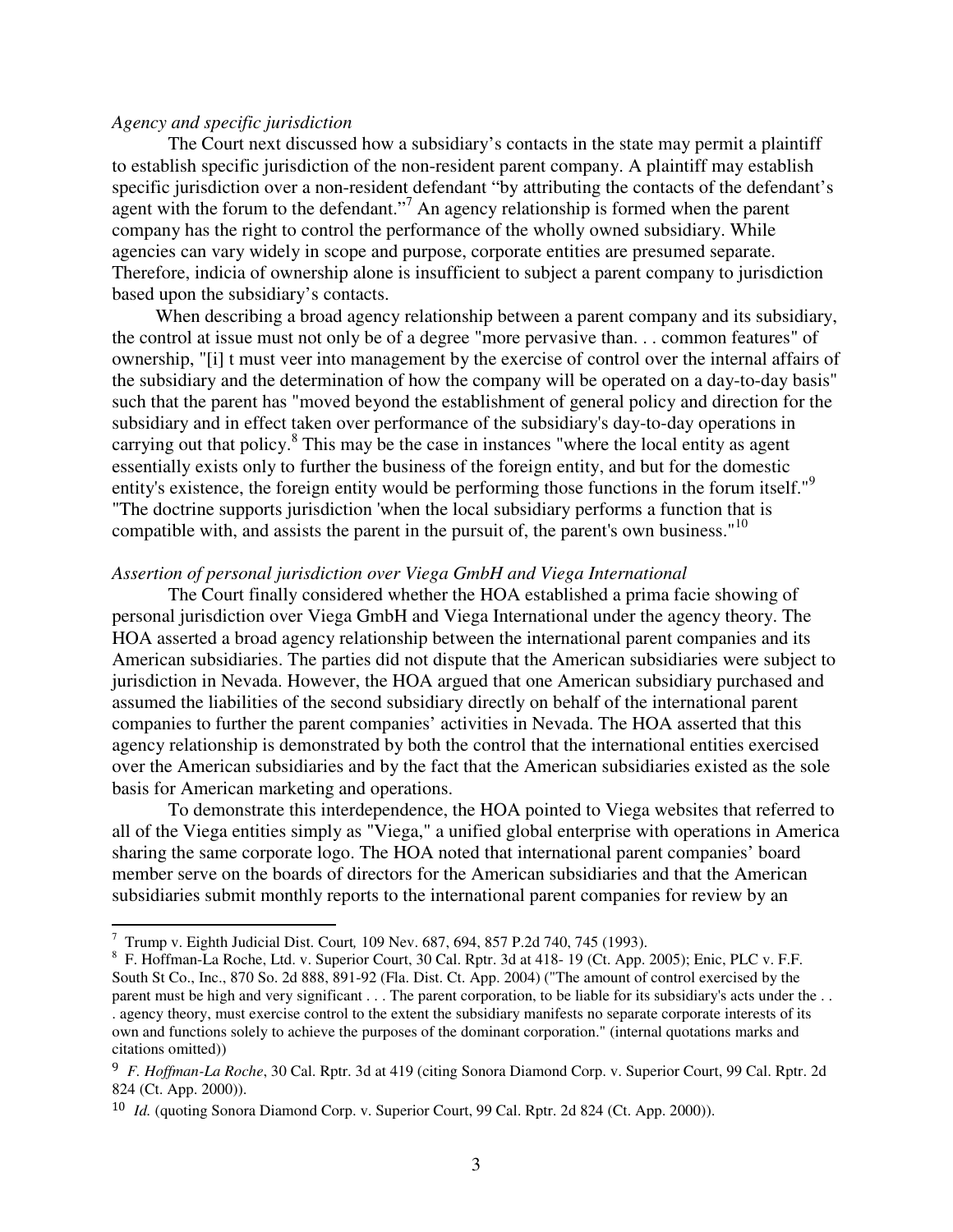*Agency and specific jurisdiction*

The Court next discussed how a subsidiary's contacts in the state may permit a plaintiff to establish specific jurisdiction of the non-resident parent company. A plaintiff may establish specific jurisdiction over a non-resident defendant "by attributing the contacts of the defendant's agent with the forum to the defendant."[7] An agency relationship is formed when the parent company has the right to control the performance of the wholly owned subsidiary. While agencies can vary widely in scope and purpose, corporate entities are presumed separate. Therefore, indicia of ownership alone is insufficient to subject a parent company to jurisdiction based upon the subsidiary's contacts.

When describing a broad agency relationship between a parent company and its subsidiary, the control at issue must not only be of a degree "more pervasive than. . . common features" of ownership, "[i] t must veer into management by the exercise of control over the internal affairs of the subsidiary and the determination of how the company will be operated on a day-to-day basis" such that the parent has "moved beyond the establishment of general policy and direction for the subsidiary and in effect taken over performance of the subsidiary's day-to-day operations in carrying out that policy.[8] This may be the case in instances "where the local entity as agent essentially exists only to further the business of the foreign entity, and but for the domestic entity's existence, the foreign entity would be performing those functions in the forum itself."[9] "The doctrine supports jurisdiction 'when the local subsidiary performs a function that is compatible with, and assists the parent in the pursuit of, the parent's own business."[10]

*Assertion of personal jurisdiction over Viega GmbH and Viega International*

The Court finally considered whether the HOA established a prima facie showing of personal jurisdiction over Viega GmbH and Viega International under the agency theory. The HOA asserted a broad agency relationship between the international parent companies and its American subsidiaries. The parties did not dispute that the American subsidiaries were subject to jurisdiction in Nevada. However, the HOA argued that one American subsidiary purchased and assumed the liabilities of the second subsidiary directly on behalf of the international parent companies to further the parent companies' activities in Nevada. The HOA asserted that this agency relationship is demonstrated by both the control that the international entities exercised over the American subsidiaries and by the fact that the American subsidiaries existed as the sole basis for American marketing and operations.

To demonstrate this interdependence, the HOA pointed to Viega websites that referred to all of the Viega entities simply as "Viega," a unified global enterprise with operations in America sharing the same corporate logo. The HOA noted that international parent companies' board member serve on the boards of directors for the American subsidiaries and that the American subsidiaries submit monthly reports to the international parent companies for review by an

---

[7] Trump v. Eighth Judicial Dist. Court*,* 109 Nev. 687, 694, 857 P.2d 740, 745 (1993).

[8] F. Hoffman-La Roche, Ltd. v. Superior Court, 30 Cal. Rptr. 3d at 418- 19 (Ct. App. 2005); Enic, PLC v. F.F. South St Co., Inc., 870 So. 2d 888, 891-92 (Fla. Dist. Ct. App. 2004) ("The amount of control exercised by the parent must be high and very significant . . . The parent corporation, to be liable for its subsidiary's acts under the . . . agency theory, must exercise control to the extent the subsidiary manifests no separate corporate interests of its own and functions solely to achieve the purposes of the dominant corporation." (internal quotations marks and citations omitted))

[9] *F. Hoffman-La Roche*, 30 Cal. Rptr. 3d at 419 (citing Sonora Diamond Corp. v. Superior Court, 99 Cal. Rptr. 2d 824 (Ct. App. 2000)).

[10] *Id.* (quoting Sonora Diamond Corp. v. Superior Court, 99 Cal. Rptr. 2d 824 (Ct. App. 2000)).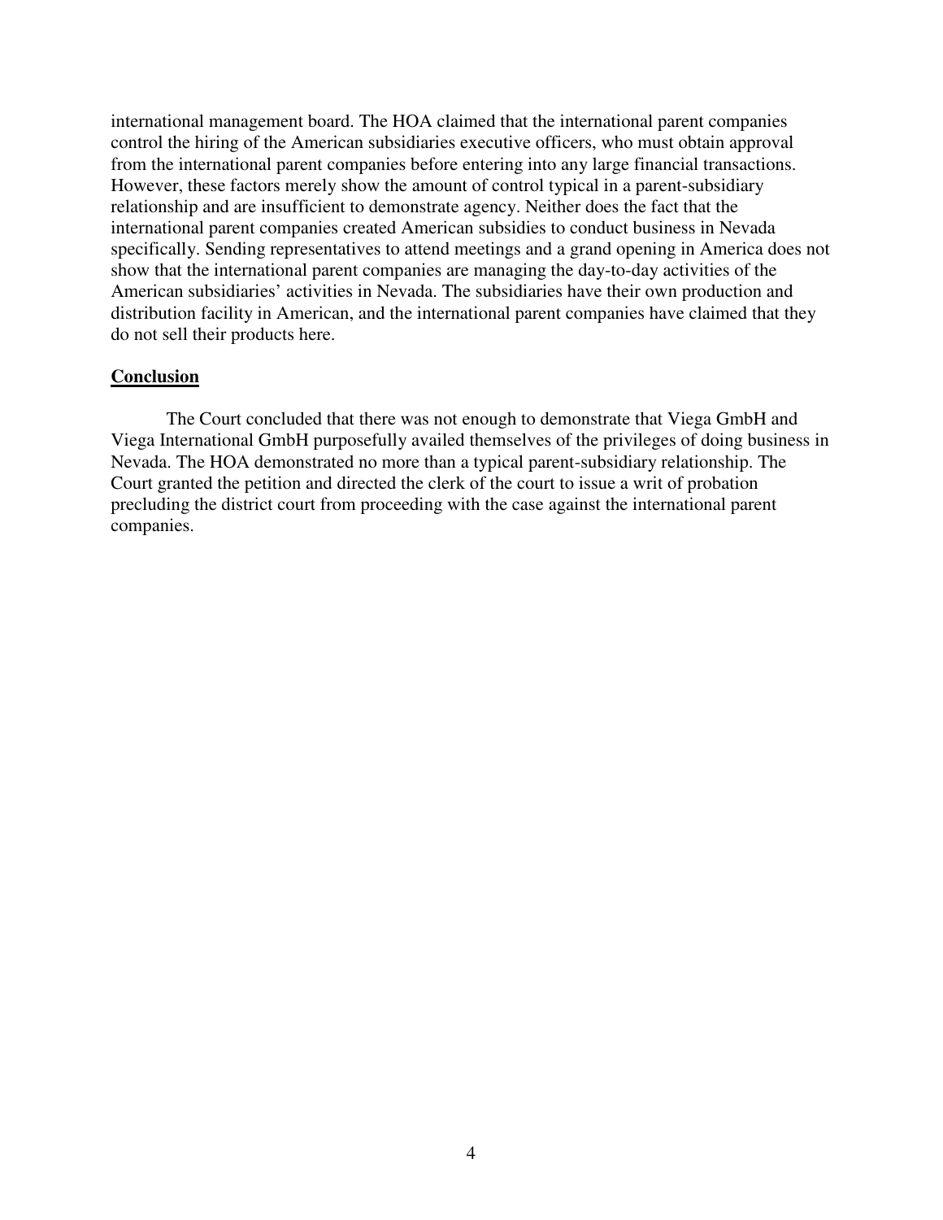international management board. The HOA claimed that the international parent companies control the hiring of the American subsidiaries executive officers, who must obtain approval from the international parent companies before entering into any large financial transactions. However, these factors merely show the amount of control typical in a parent-subsidiary relationship and are insufficient to demonstrate agency. Neither does the fact that the international parent companies created American subsidies to conduct business in Nevada specifically. Sending representatives to attend meetings and a grand opening in America does not show that the international parent companies are managing the day-to-day activities of the American subsidiaries' activities in Nevada. The subsidiaries have their own production and distribution facility in American, and the international parent companies have claimed that they do not sell their products here.

## Conclusion

The Court concluded that there was not enough to demonstrate that Viega GmbH and Viega International GmbH purposefully availed themselves of the privileges of doing business in Nevada. The HOA demonstrated no more than a typical parent-subsidiary relationship. The Court granted the petition and directed the clerk of the court to issue a writ of probation precluding the district court from proceeding with the case against the international parent companies.